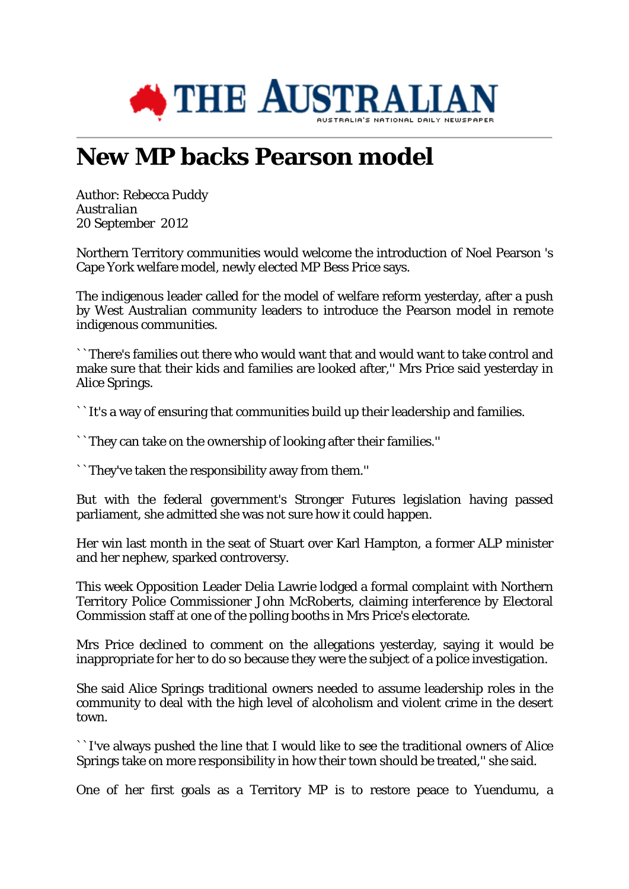# New MP backs Pearson model

Author: Rebecca Puddy
*Australian*
20 September 2012

Northern Territory communities would welcome the introduction of Noel Pearson 's Cape York welfare model, newly elected MP Bess Price says.

The indigenous leader called for the model of welfare reform yesterday, after a push by West Australian community leaders to introduce the Pearson model in remote indigenous communities.

``There's families out there who would want that and would want to take control and make sure that their kids and families are looked after,'' Mrs Price said yesterday in Alice Springs.

``It's a way of ensuring that communities build up their leadership and families.

``They can take on the ownership of looking after their families.''

``They've taken the responsibility away from them.''

But with the federal government's Stronger Futures legislation having passed parliament, she admitted she was not sure how it could happen.

Her win last month in the seat of Stuart over Karl Hampton, a former ALP minister and her nephew, sparked controversy.

This week Opposition Leader Delia Lawrie lodged a formal complaint with Northern Territory Police Commissioner John McRoberts, claiming interference by Electoral Commission staff at one of the polling booths in Mrs Price's electorate.

Mrs Price declined to comment on the allegations yesterday, saying it would be inappropriate for her to do so because they were the subject of a police investigation.

She said Alice Springs traditional owners needed to assume leadership roles in the community to deal with the high level of alcoholism and violent crime in the desert town.

``I've always pushed the line that I would like to see the traditional owners of Alice Springs take on more responsibility in how their town should be treated,'' she said.

One of her first goals as a Territory MP is to restore peace to Yuendumu, a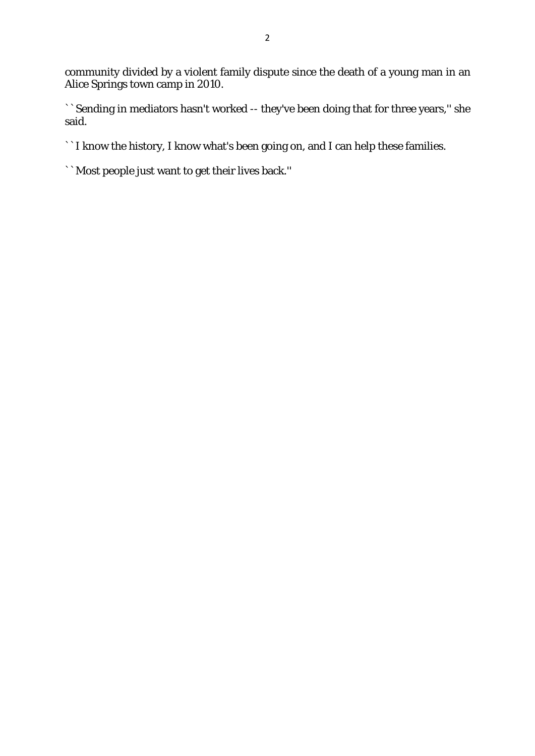community divided by a violent family dispute since the death of a young man in an Alice Springs town camp in 2010.

``Sending in mediators hasn't worked -- they've been doing that for three years,'' she said.

``I know the history, I know what's been going on, and I can help these families.

``Most people just want to get their lives back.''